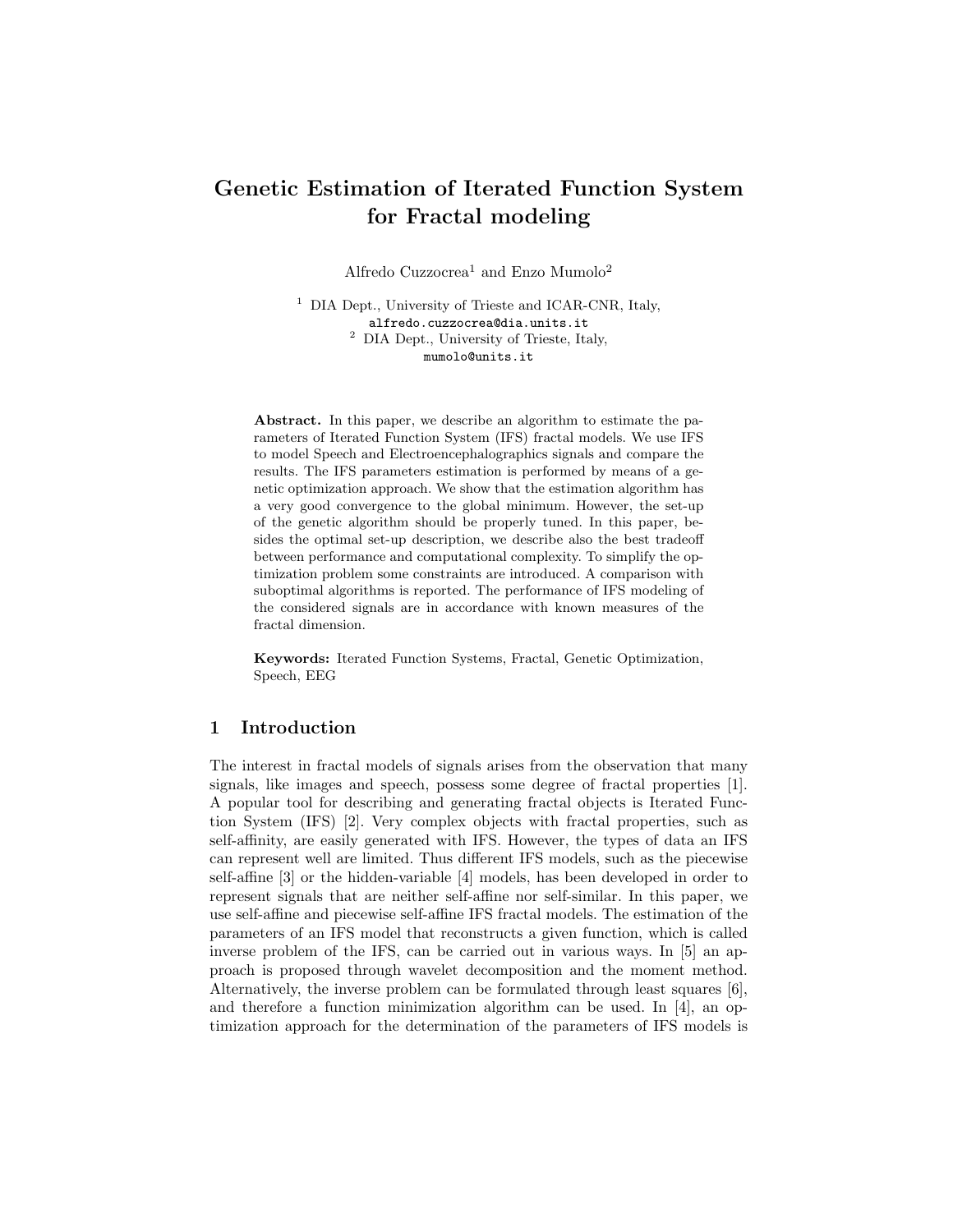# Genetic Estimation of Iterated Function System for Fractal modeling

Alfredo Cuzzocrea[1] and Enzo Mumolo[2]

[1] DIA Dept., University of Trieste and ICAR-CNR, Italy,
alfredo.cuzzocrea@dia.units.it

[2] DIA Dept., University of Trieste, Italy,
mumolo@units.it

**Abstract.** In this paper, we describe an algorithm to estimate the parameters of Iterated Function System (IFS) fractal models. We use IFS to model Speech and Electroencephalographics signals and compare the results. The IFS parameters estimation is performed by means of a genetic optimization approach. We show that the estimation algorithm has a very good convergence to the global minimum. However, the set-up of the genetic algorithm should be properly tuned. In this paper, besides the optimal set-up description, we describe also the best tradeoff between performance and computational complexity. To simplify the optimization problem some constraints are introduced. A comparison with suboptimal algorithms is reported. The performance of IFS modeling of the considered signals are in accordance with known measures of the fractal dimension.

**Keywords:** Iterated Function Systems, Fractal, Genetic Optimization, Speech, EEG

## 1 Introduction

The interest in fractal models of signals arises from the observation that many signals, like images and speech, possess some degree of fractal properties [1]. A popular tool for describing and generating fractal objects is Iterated Function System (IFS) [2]. Very complex objects with fractal properties, such as self-affinity, are easily generated with IFS. However, the types of data an IFS can represent well are limited. Thus different IFS models, such as the piecewise self-affine [3] or the hidden-variable [4] models, has been developed in order to represent signals that are neither self-affine nor self-similar. In this paper, we use self-affine and piecewise self-affine IFS fractal models. The estimation of the parameters of an IFS model that reconstructs a given function, which is called inverse problem of the IFS, can be carried out in various ways. In [5] an approach is proposed through wavelet decomposition and the moment method. Alternatively, the inverse problem can be formulated through least squares [6], and therefore a function minimization algorithm can be used. In [4], an optimization approach for the determination of the parameters of IFS models is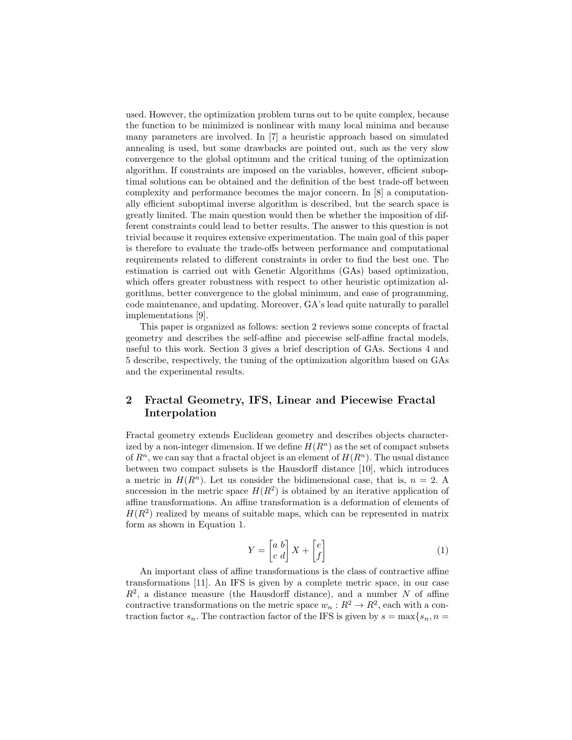used. However, the optimization problem turns out to be quite complex, because the function to be minimized is nonlinear with many local minima and because many parameters are involved. In [7] a heuristic approach based on simulated annealing is used, but some drawbacks are pointed out, such as the very slow convergence to the global optimum and the critical tuning of the optimization algorithm. If constraints are imposed on the variables, however, efficient suboptimal solutions can be obtained and the definition of the best trade-off between complexity and performance becomes the major concern. In [8] a computationally efficient suboptimal inverse algorithm is described, but the search space is greatly limited. The main question would then be whether the imposition of different constraints could lead to better results. The answer to this question is not trivial because it requires extensive experimentation. The main goal of this paper is therefore to evaluate the trade-offs between performance and computational requirements related to different constraints in order to find the best one. The estimation is carried out with Genetic Algorithms (GAs) based optimization, which offers greater robustness with respect to other heuristic optimization algorithms, better convergence to the global minimum, and ease of programming, code maintenance, and updating. Moreover, GA's lead quite naturally to parallel implementations [9].

This paper is organized as follows: section 2 reviews some concepts of fractal geometry and describes the self-affine and piecewise self-affine fractal models, useful to this work. Section 3 gives a brief description of GAs. Sections 4 and 5 describe, respectively, the tuning of the optimization algorithm based on GAs and the experimental results.

## 2 Fractal Geometry, IFS, Linear and Piecewise Fractal Interpolation

Fractal geometry extends Euclidean geometry and describes objects characterized by a non-integer dimension. If we define $H(R^n)$ as the set of compact subsets of $R^n$, we can say that a fractal object is an element of $H(R^n)$. The usual distance between two compact subsets is the Hausdorff distance [10], which introduces a metric in $H(R^n)$. Let us consider the bidimensional case, that is, $n = 2$. A succession in the metric space $H(R^2)$ is obtained by an iterative application of affine transformations. An affine transformation is a deformation of elements of $H(R^2)$ realized by means of suitable maps, which can be represented in matrix form as shown in Equation 1.

$$Y = \begin{bmatrix} a & b \\ c & d \end{bmatrix} X + \begin{bmatrix} e \\ f \end{bmatrix} \tag{1}$$

An important class of affine transformations is the class of contractive affine transformations [11]. An IFS is given by a complete metric space, in our case $R^2$, a distance measure (the Hausdorff distance), and a number $N$ of affine contractive transformations on the metric space $w_n : R^2 \rightarrow R^2$, each with a contraction factor $s_n$. The contraction factor of the IFS is given by $s = \max\{s_n, n =$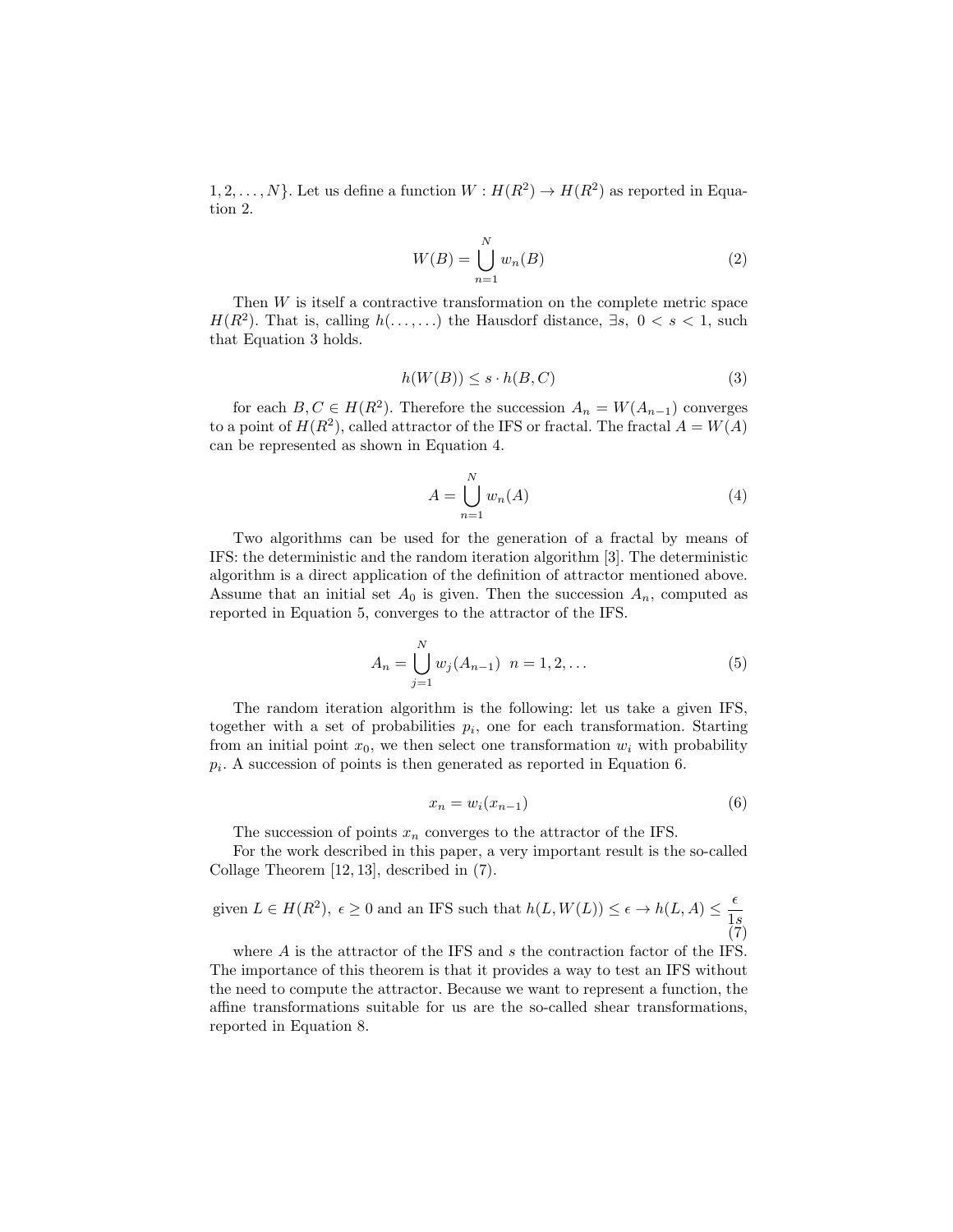$1, 2, \ldots, N\}$. Let us define a function $W : H(R^2) \rightarrow H(R^2)$ as reported in Equation 2.

$$W(B) = \bigcup_{n=1}^{N} w_n(B) \tag{2}$$

Then $W$ is itself a contractive transformation on the complete metric space $H(R^2)$. That is, calling $h(\ldots, \ldots)$ the Hausdorf distance, $\exists s,\ 0 < s < 1$, such that Equation 3 holds.

$$h(W(B)) \leq s \cdot h(B, C) \tag{3}$$

for each $B, C \in H(R^2)$. Therefore the succession $A_n = W(A_{n-1})$ converges to a point of $H(R^2)$, called attractor of the IFS or fractal. The fractal $A = W(A)$ can be represented as shown in Equation 4.

$$A = \bigcup_{n=1}^{N} w_n(A) \tag{4}$$

Two algorithms can be used for the generation of a fractal by means of IFS: the deterministic and the random iteration algorithm [3]. The deterministic algorithm is a direct application of the definition of attractor mentioned above. Assume that an initial set $A_0$ is given. Then the succession $A_n$, computed as reported in Equation 5, converges to the attractor of the IFS.

$$A_n = \bigcup_{j=1}^{N} w_j(A_{n-1}) \quad n = 1, 2, \ldots \tag{5}$$

The random iteration algorithm is the following: let us take a given IFS, together with a set of probabilities $p_i$, one for each transformation. Starting from an initial point $x_0$, we then select one transformation $w_i$ with probability $p_i$. A succession of points is then generated as reported in Equation 6.

$$x_n = w_i(x_{n-1}) \tag{6}$$

The succession of points $x_n$ converges to the attractor of the IFS.

For the work described in this paper, a very important result is the so-called Collage Theorem [12, 13], described in (7).

$$\text{given } L \in H(R^2),\ \epsilon \geq 0 \text{ and an IFS such that } h(L, W(L)) \leq \epsilon \rightarrow h(L, A) \leq \frac{\epsilon}{1s} \tag{7}$$

where $A$ is the attractor of the IFS and $s$ the contraction factor of the IFS. The importance of this theorem is that it provides a way to test an IFS without the need to compute the attractor. Because we want to represent a function, the affine transformations suitable for us are the so-called shear transformations, reported in Equation 8.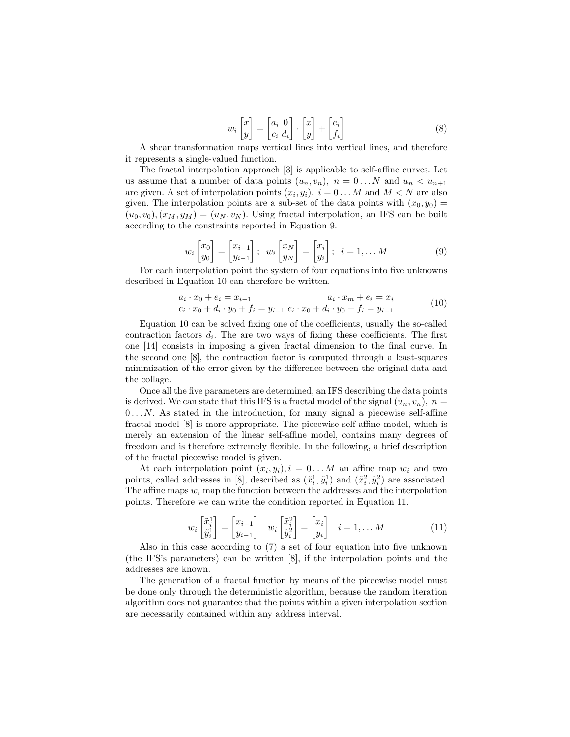$$w_i \begin{bmatrix} x \\ y \end{bmatrix} = \begin{bmatrix} a_i & 0 \\ c_i & d_i \end{bmatrix} \cdot \begin{bmatrix} x \\ y \end{bmatrix} + \begin{bmatrix} e_i \\ f_i \end{bmatrix} \tag{8}$$

A shear transformation maps vertical lines into vertical lines, and therefore it represents a single-valued function.

The fractal interpolation approach [3] is applicable to self-affine curves. Let us assume that a number of data points $(u_n, v_n),\ n = 0 \dots N$ and $u_n < u_{n+1}$ are given. A set of interpolation points $(x_i, y_i),\ i = 0 \dots M$ and $M < N$ are also given. The interpolation points are a sub-set of the data points with $(x_0, y_0) = (u_0, v_0), (x_M, y_M) = (u_N, v_N)$. Using fractal interpolation, an IFS can be built according to the constraints reported in Equation 9.

$$w_i \begin{bmatrix} x_0 \\ y_0 \end{bmatrix} = \begin{bmatrix} x_{i-1} \\ y_{i-1} \end{bmatrix};\ \ w_i \begin{bmatrix} x_N \\ y_N \end{bmatrix} = \begin{bmatrix} x_i \\ y_i \end{bmatrix};\ \ i = 1, \dots M \tag{9}$$

For each interpolation point the system of four equations into five unknowns described in Equation 10 can therefore be written.

$$\begin{array}{l|r} a_i \cdot x_0 + e_i = x_{i-1} & a_i \cdot x_m + e_i = x_i \\ c_i \cdot x_0 + d_i \cdot y_0 + f_i = y_{i-1} & c_i \cdot x_0 + d_i \cdot y_0 + f_i = y_{i-1} \end{array} \tag{10}$$

Equation 10 can be solved fixing one of the coefficients, usually the so-called contraction factors $d_i$. The are two ways of fixing these coefficients. The first one [14] consists in imposing a given fractal dimension to the final curve. In the second one [8], the contraction factor is computed through a least-squares minimization of the error given by the difference between the original data and the collage.

Once all the five parameters are determined, an IFS describing the data points is derived. We can state that this IFS is a fractal model of the signal $(u_n, v_n),\ n = 0 \dots N$. As stated in the introduction, for many signal a piecewise self-affine fractal model [8] is more appropriate. The piecewise self-affine model, which is merely an extension of the linear self-affine model, contains many degrees of freedom and is therefore extremely flexible. In the following, a brief description of the fractal piecewise model is given.

At each interpolation point $(x_i, y_i), i = 0 \dots M$ an affine map $w_i$ and two points, called addresses in [8], described as $(\tilde{x}_i^1, \tilde{y}_i^1)$ and $(\tilde{x}_i^2, \tilde{y}_i^2)$ are associated. The affine maps $w_i$ map the function between the addresses and the interpolation points. Therefore we can write the condition reported in Equation 11.

$$w_i \begin{bmatrix} \tilde{x}_i^1 \\ \tilde{y}_i^1 \end{bmatrix} = \begin{bmatrix} x_{i-1} \\ y_{i-1} \end{bmatrix} \quad w_i \begin{bmatrix} \tilde{x}_i^2 \\ \tilde{y}_i^2 \end{bmatrix} = \begin{bmatrix} x_i \\ y_i \end{bmatrix} \quad i = 1, \dots M \tag{11}$$

Also in this case according to (7) a set of four equation into five unknown (the IFS's parameters) can be written [8], if the interpolation points and the addresses are known.

The generation of a fractal function by means of the piecewise model must be done only through the deterministic algorithm, because the random iteration algorithm does not guarantee that the points within a given interpolation section are necessarily contained within any address interval.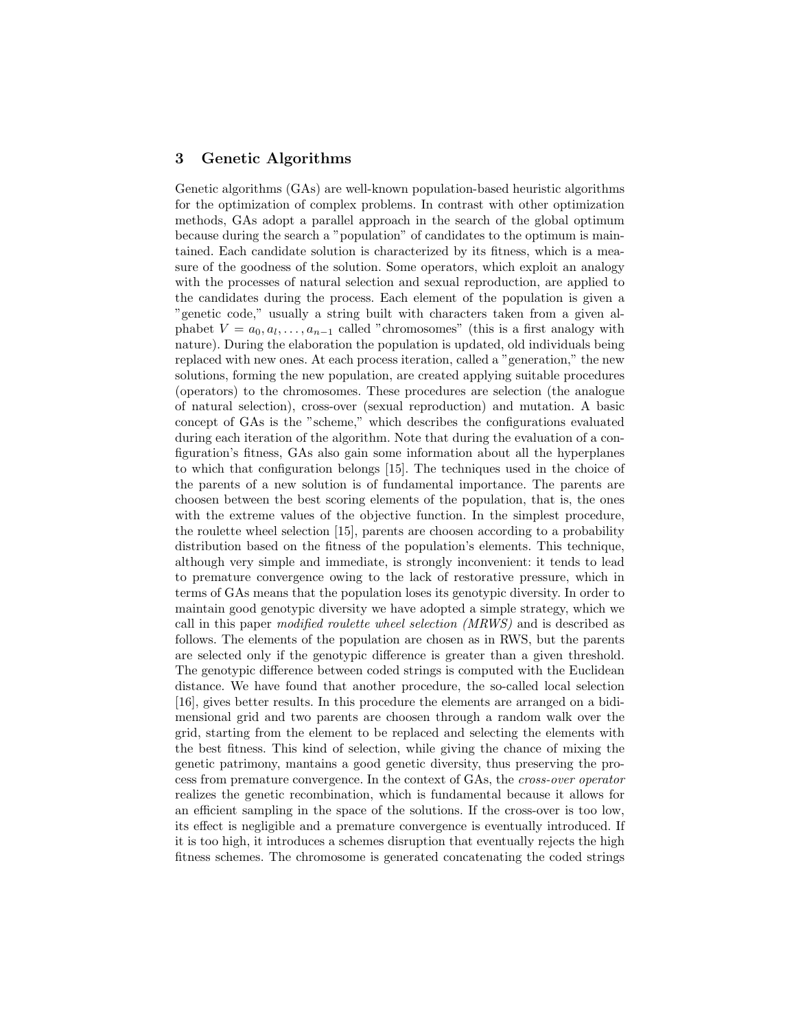## 3 Genetic Algorithms

Genetic algorithms (GAs) are well-known population-based heuristic algorithms for the optimization of complex problems. In contrast with other optimization methods, GAs adopt a parallel approach in the search of the global optimum because during the search a "population" of candidates to the optimum is maintained. Each candidate solution is characterized by its fitness, which is a measure of the goodness of the solution. Some operators, which exploit an analogy with the processes of natural selection and sexual reproduction, are applied to the candidates during the process. Each element of the population is given a "genetic code," usually a string built with characters taken from a given alphabet $V = a_0, a_l, \ldots, a_{n-1}$ called "chromosomes" (this is a first analogy with nature). During the elaboration the population is updated, old individuals being replaced with new ones. At each process iteration, called a "generation," the new solutions, forming the new population, are created applying suitable procedures (operators) to the chromosomes. These procedures are selection (the analogue of natural selection), cross-over (sexual reproduction) and mutation. A basic concept of GAs is the "scheme," which describes the configurations evaluated during each iteration of the algorithm. Note that during the evaluation of a configuration's fitness, GAs also gain some information about all the hyperplanes to which that configuration belongs [15]. The techniques used in the choice of the parents of a new solution is of fundamental importance. The parents are choosen between the best scoring elements of the population, that is, the ones with the extreme values of the objective function. In the simplest procedure, the roulette wheel selection [15], parents are choosen according to a probability distribution based on the fitness of the population's elements. This technique, although very simple and immediate, is strongly inconvenient: it tends to lead to premature convergence owing to the lack of restorative pressure, which in terms of GAs means that the population loses its genotypic diversity. In order to maintain good genotypic diversity we have adopted a simple strategy, which we call in this paper *modified roulette wheel selection (MRWS)* and is described as follows. The elements of the population are chosen as in RWS, but the parents are selected only if the genotypic difference is greater than a given threshold. The genotypic difference between coded strings is computed with the Euclidean distance. We have found that another procedure, the so-called local selection [16], gives better results. In this procedure the elements are arranged on a bidimensional grid and two parents are choosen through a random walk over the grid, starting from the element to be replaced and selecting the elements with the best fitness. This kind of selection, while giving the chance of mixing the genetic patrimony, mantains a good genetic diversity, thus preserving the process from premature convergence. In the context of GAs, the *cross-over operator* realizes the genetic recombination, which is fundamental because it allows for an efficient sampling in the space of the solutions. If the cross-over is too low, its effect is negligible and a premature convergence is eventually introduced. If it is too high, it introduces a schemes disruption that eventually rejects the high fitness schemes. The chromosome is generated concatenating the coded strings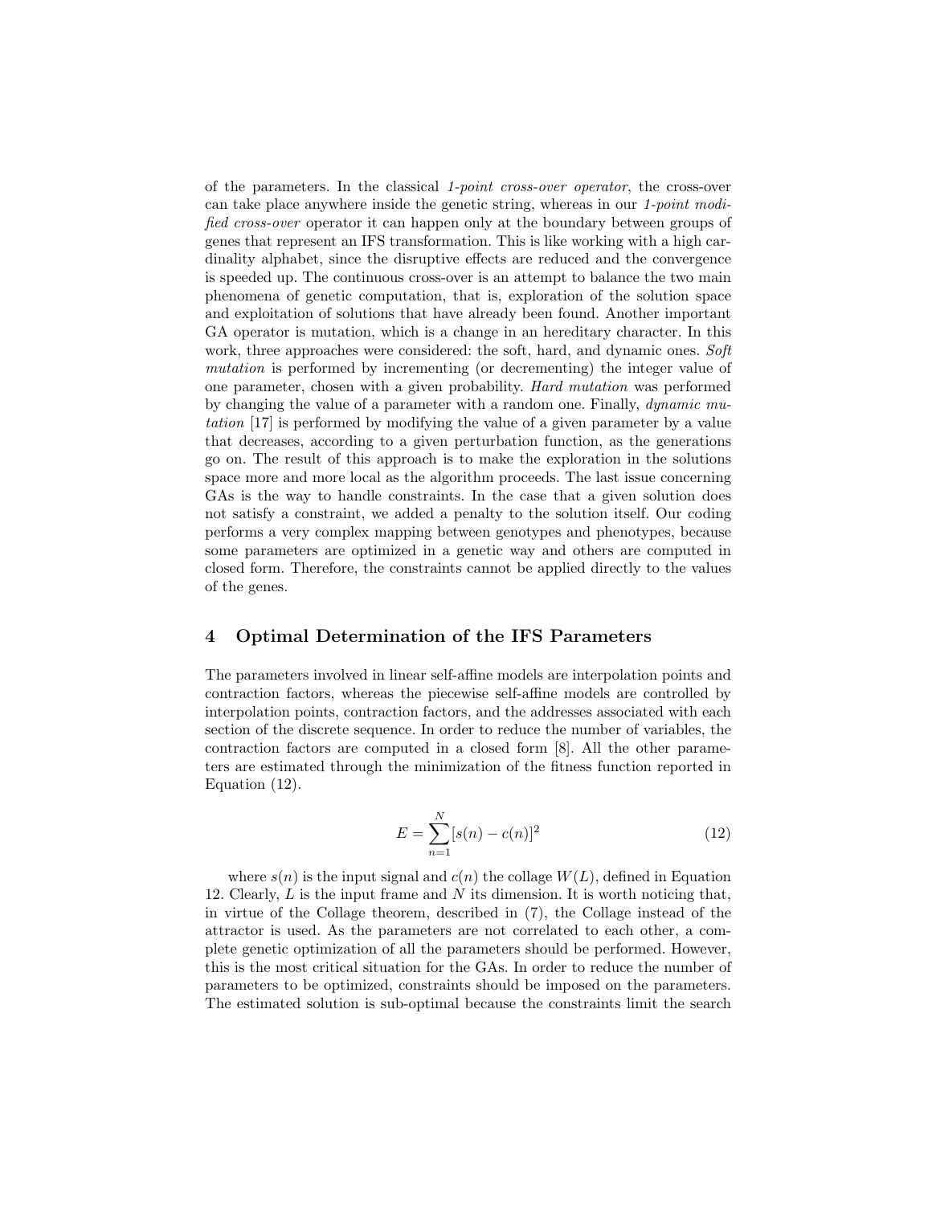of the parameters. In the classical *1-point cross-over operator*, the cross-over can take place anywhere inside the genetic string, whereas in our *1-point modified cross-over* operator it can happen only at the boundary between groups of genes that represent an IFS transformation. This is like working with a high cardinality alphabet, since the disruptive effects are reduced and the convergence is speeded up. The continuous cross-over is an attempt to balance the two main phenomena of genetic computation, that is, exploration of the solution space and exploitation of solutions that have already been found. Another important GA operator is mutation, which is a change in an hereditary character. In this work, three approaches were considered: the soft, hard, and dynamic ones. *Soft mutation* is performed by incrementing (or decrementing) the integer value of one parameter, chosen with a given probability. *Hard mutation* was performed by changing the value of a parameter with a random one. Finally, *dynamic mutation* [17] is performed by modifying the value of a given parameter by a value that decreases, according to a given perturbation function, as the generations go on. The result of this approach is to make the exploration in the solutions space more and more local as the algorithm proceeds. The last issue concerning GAs is the way to handle constraints. In the case that a given solution does not satisfy a constraint, we added a penalty to the solution itself. Our coding performs a very complex mapping between genotypes and phenotypes, because some parameters are optimized in a genetic way and others are computed in closed form. Therefore, the constraints cannot be applied directly to the values of the genes.

## 4 Optimal Determination of the IFS Parameters

The parameters involved in linear self-affine models are interpolation points and contraction factors, whereas the piecewise self-affine models are controlled by interpolation points, contraction factors, and the addresses associated with each section of the discrete sequence. In order to reduce the number of variables, the contraction factors are computed in a closed form [8]. All the other parameters are estimated through the minimization of the fitness function reported in Equation (12).

$$E = \sum_{n=1}^{N} [s(n) - c(n)]^2 \tag{12}$$

where $s(n)$ is the input signal and $c(n)$ the collage $W(L)$, defined in Equation 12. Clearly, $L$ is the input frame and $N$ its dimension. It is worth noticing that, in virtue of the Collage theorem, described in (7), the Collage instead of the attractor is used. As the parameters are not correlated to each other, a complete genetic optimization of all the parameters should be performed. However, this is the most critical situation for the GAs. In order to reduce the number of parameters to be optimized, constraints should be imposed on the parameters. The estimated solution is sub-optimal because the constraints limit the search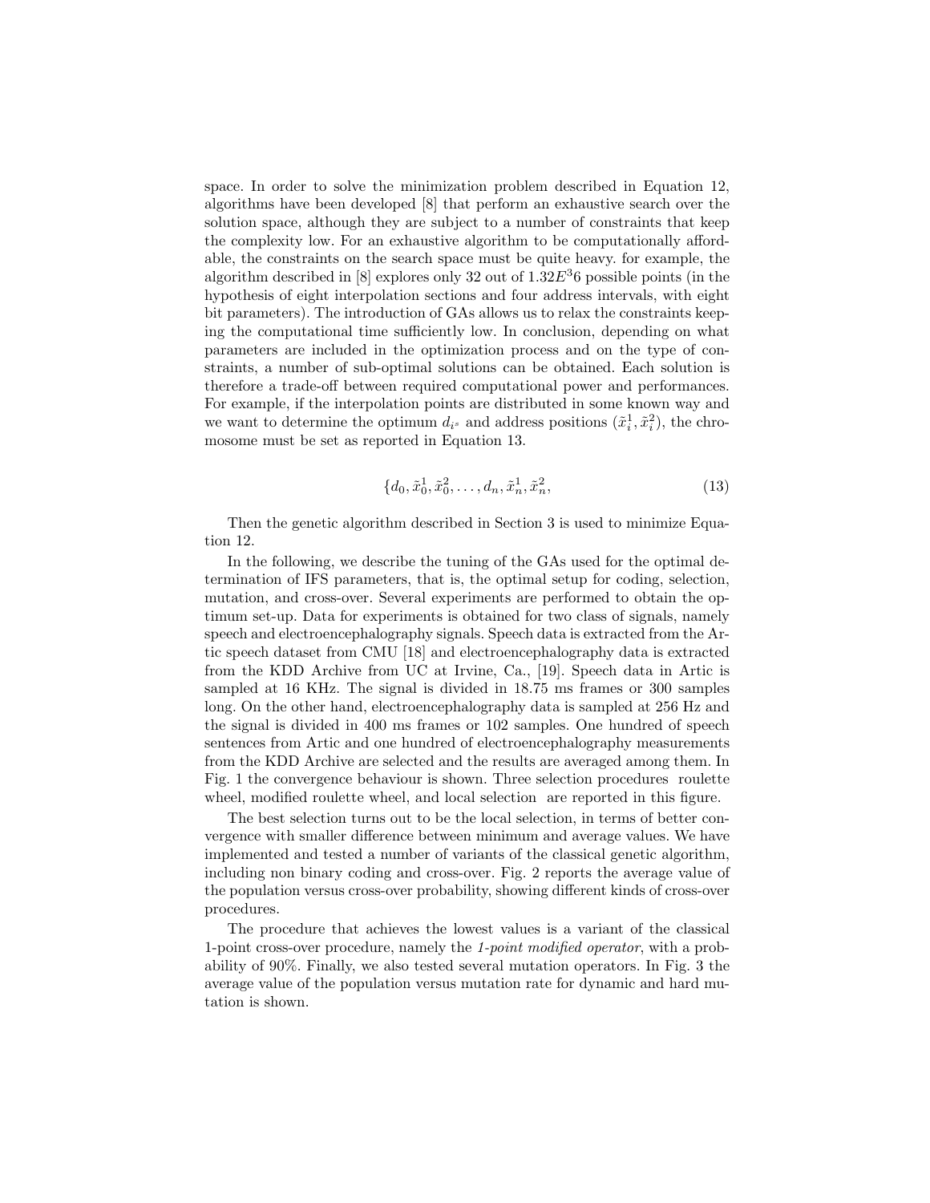space. In order to solve the minimization problem described in Equation 12, algorithms have been developed [8] that perform an exhaustive search over the solution space, although they are subject to a number of constraints that keep the complexity low. For an exhaustive algorithm to be computationally affordable, the constraints on the search space must be quite heavy. for example, the algorithm described in [8] explores only 32 out of $1.32E^36$ possible points (in the hypothesis of eight interpolation sections and four address intervals, with eight bit parameters). The introduction of GAs allows us to relax the constraints keeping the computational time sufficiently low. In conclusion, depending on what parameters are included in the optimization process and on the type of constraints, a number of sub-optimal solutions can be obtained. Each solution is therefore a trade-off between required computational power and performances. For example, if the interpolation points are distributed in some known way and we want to determine the optimum $d_{i^s}$ and address positions $(\tilde{x}_i^1, \tilde{x}_i^2)$, the chromosome must be set as reported in Equation 13.

$$\{d_0, \tilde{x}_0^1, \tilde{x}_0^2, \ldots, d_n, \tilde{x}_n^1, \tilde{x}_n^2, \tag{13}$$

Then the genetic algorithm described in Section 3 is used to minimize Equation 12.

In the following, we describe the tuning of the GAs used for the optimal determination of IFS parameters, that is, the optimal setup for coding, selection, mutation, and cross-over. Several experiments are performed to obtain the optimum set-up. Data for experiments is obtained for two class of signals, namely speech and electroencephalography signals. Speech data is extracted from the Artic speech dataset from CMU [18] and electroencephalography data is extracted from the KDD Archive from UC at Irvine, Ca., [19]. Speech data in Artic is sampled at 16 KHz. The signal is divided in 18.75 ms frames or 300 samples long. On the other hand, electroencephalography data is sampled at 256 Hz and the signal is divided in 400 ms frames or 102 samples. One hundred of speech sentences from Artic and one hundred of electroencephalography measurements from the KDD Archive are selected and the results are averaged among them. In Fig. 1 the convergence behaviour is shown. Three selection procedures roulette wheel, modified roulette wheel, and local selection are reported in this figure.

The best selection turns out to be the local selection, in terms of better convergence with smaller difference between minimum and average values. We have implemented and tested a number of variants of the classical genetic algorithm, including non binary coding and cross-over. Fig. 2 reports the average value of the population versus cross-over probability, showing different kinds of cross-over procedures.

The procedure that achieves the lowest values is a variant of the classical 1-point cross-over procedure, namely the *1-point modified operator*, with a probability of 90%. Finally, we also tested several mutation operators. In Fig. 3 the average value of the population versus mutation rate for dynamic and hard mutation is shown.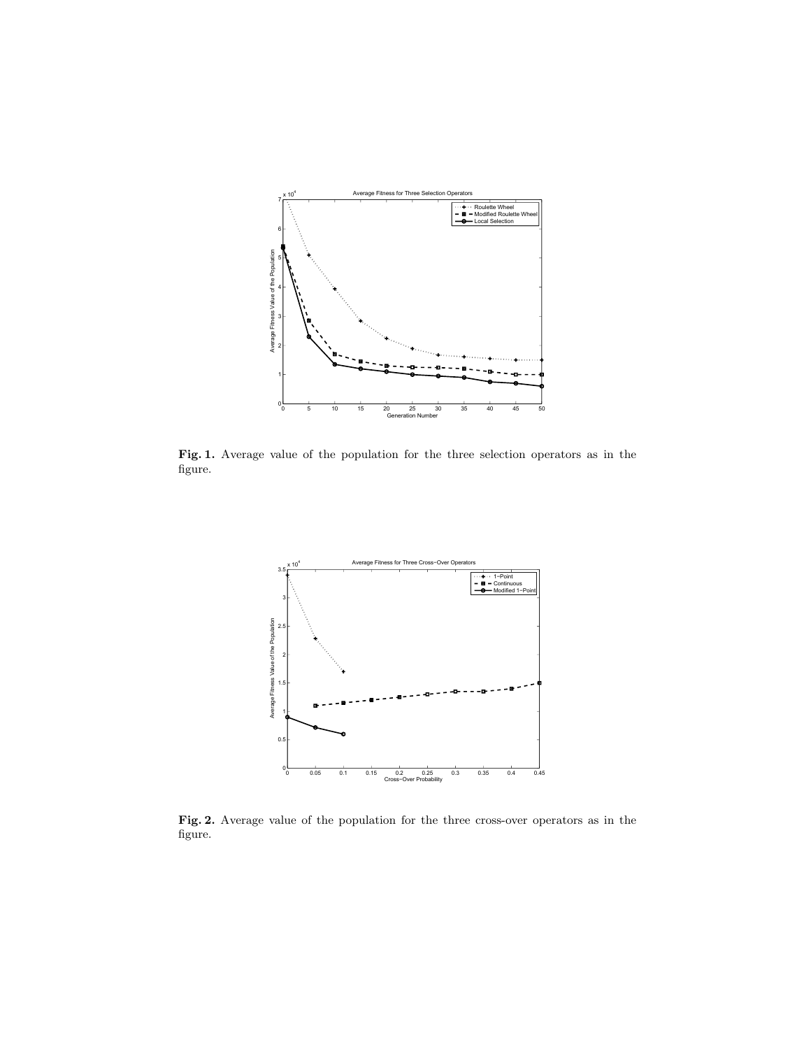**Fig. 1.** Average value of the population for the three selection operators as in the figure.

**Fig. 2.** Average value of the population for the three cross-over operators as in the figure.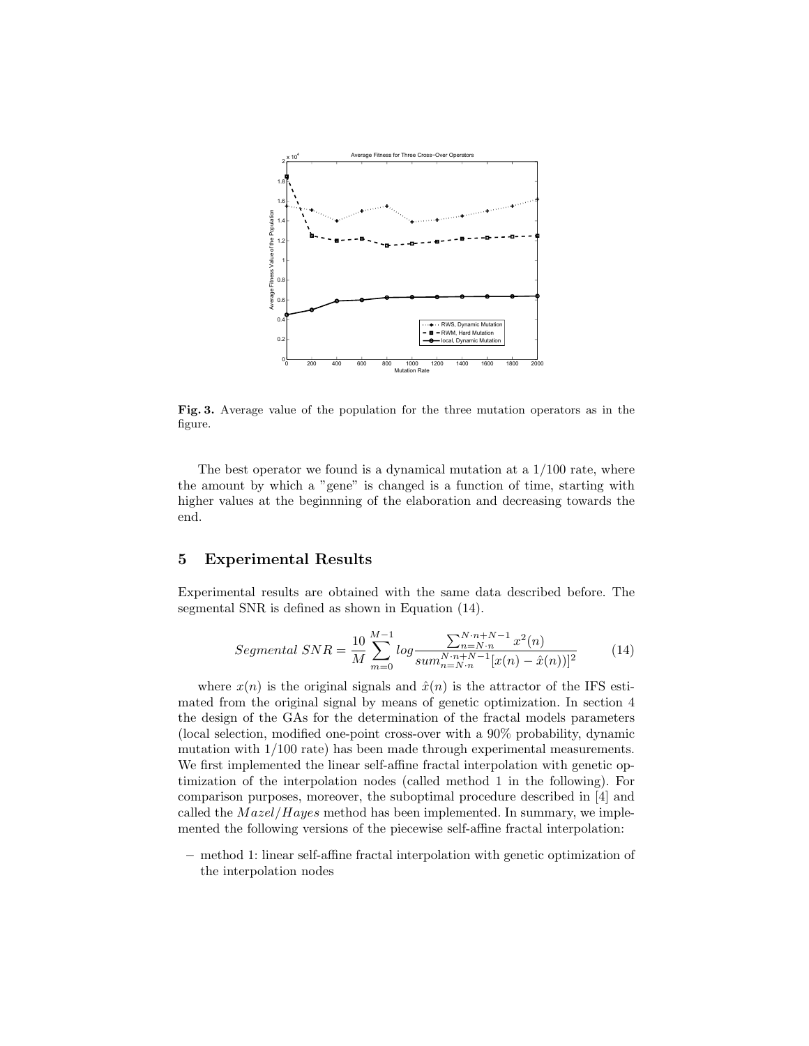**Fig. 3.** Average value of the population for the three mutation operators as in the figure.

The best operator we found is a dynamical mutation at a 1/100 rate, where the amount by which a "gene" is changed is a function of time, starting with higher values at the beginnning of the elaboration and decreasing towards the end.

## 5 Experimental Results

Experimental results are obtained with the same data described before. The segmental SNR is defined as shown in Equation (14).

$$Segmental\ SNR = \frac{10}{M} \sum_{m=0}^{M-1} log \frac{\sum_{n=N \cdot n}^{N \cdot n+N-1} x^2(n)}{sum_{n=N \cdot n}^{N \cdot n+N-1} [x(n) - \hat{x}(n))]^2} \tag{14}$$

where $x(n)$ is the original signals and $\hat{x}(n)$ is the attractor of the IFS estimated from the original signal by means of genetic optimization. In section 4 the design of the GAs for the determination of the fractal models parameters (local selection, modified one-point cross-over with a 90% probability, dynamic mutation with 1/100 rate) has been made through experimental measurements. We first implemented the linear self-affine fractal interpolation with genetic optimization of the interpolation nodes (called method 1 in the following). For comparison purposes, moreover, the suboptimal procedure described in [4] and called the $Mazel/Hayes$ method has been implemented. In summary, we implemented the following versions of the piecewise self-affine fractal interpolation:

– method 1: linear self-affine fractal interpolation with genetic optimization of the interpolation nodes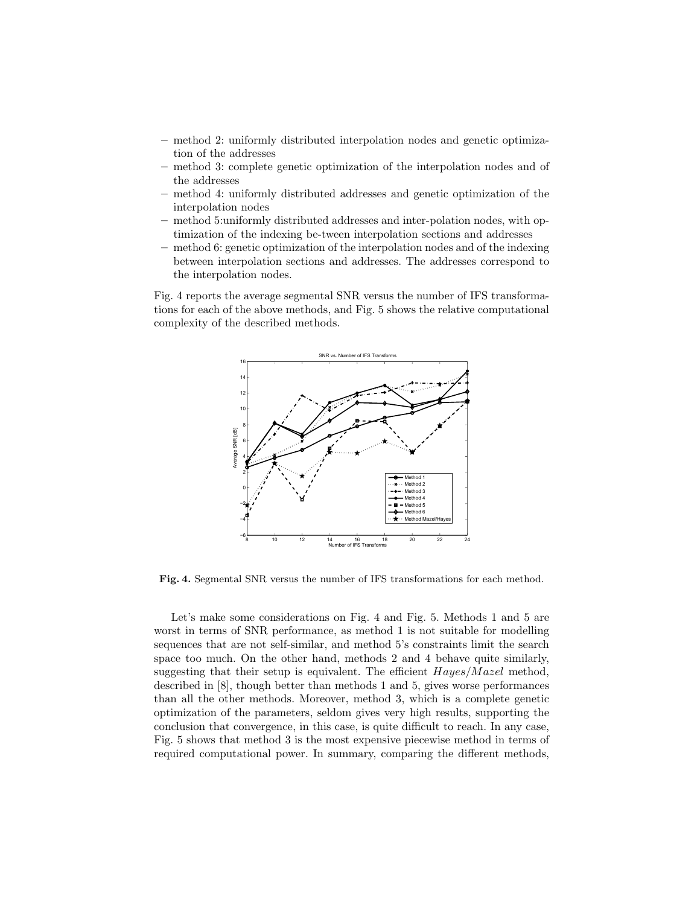- method 2: uniformly distributed interpolation nodes and genetic optimization of the addresses
- method 3: complete genetic optimization of the interpolation nodes and of the addresses
- method 4: uniformly distributed addresses and genetic optimization of the interpolation nodes
- method 5:uniformly distributed addresses and inter-polation nodes, with optimization of the indexing be-tween interpolation sections and addresses
- method 6: genetic optimization of the interpolation nodes and of the indexing between interpolation sections and addresses. The addresses correspond to the interpolation nodes.

Fig. 4 reports the average segmental SNR versus the number of IFS transformations for each of the above methods, and Fig. 5 shows the relative computational complexity of the described methods.

**Fig. 4.** Segmental SNR versus the number of IFS transformations for each method.

Let's make some considerations on Fig. 4 and Fig. 5. Methods 1 and 5 are worst in terms of SNR performance, as method 1 is not suitable for modelling sequences that are not self-similar, and method 5's constraints limit the search space too much. On the other hand, methods 2 and 4 behave quite similarly, suggesting that their setup is equivalent. The efficient *Hayes/Mazel* method, described in [8], though better than methods 1 and 5, gives worse performances than all the other methods. Moreover, method 3, which is a complete genetic optimization of the parameters, seldom gives very high results, supporting the conclusion that convergence, in this case, is quite difficult to reach. In any case, Fig. 5 shows that method 3 is the most expensive piecewise method in terms of required computational power. In summary, comparing the different methods,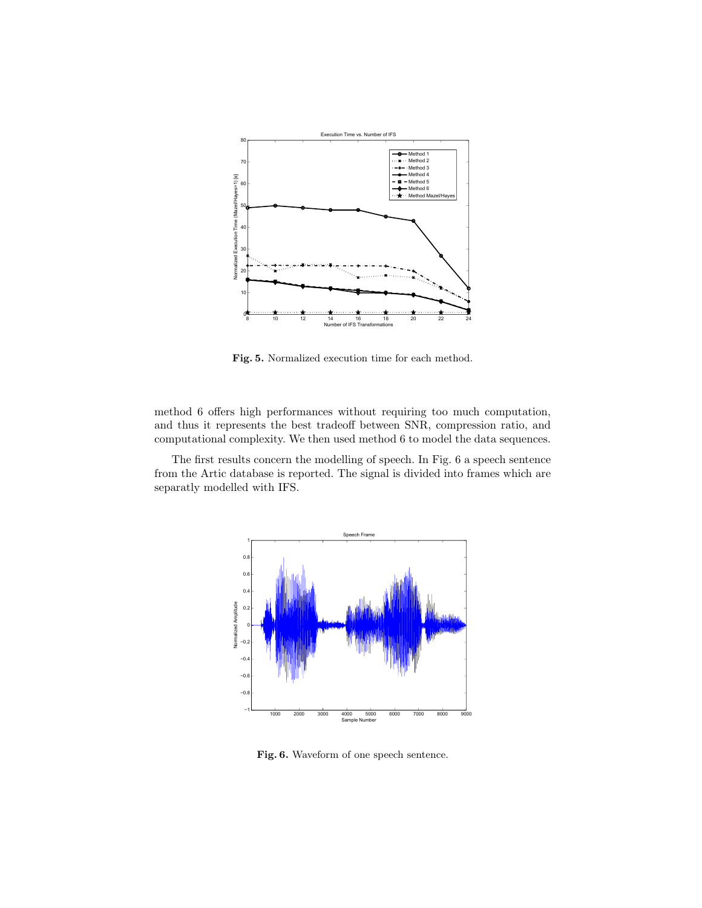**Fig. 5.** Normalized execution time for each method.

method 6 offers high performances without requiring too much computation, and thus it represents the best tradeoff between SNR, compression ratio, and computational complexity. We then used method 6 to model the data sequences.

The first results concern the modelling of speech. In Fig. 6 a speech sentence from the Artic database is reported. The signal is divided into frames which are separatly modelled with IFS.

**Fig. 6.** Waveform of one speech sentence.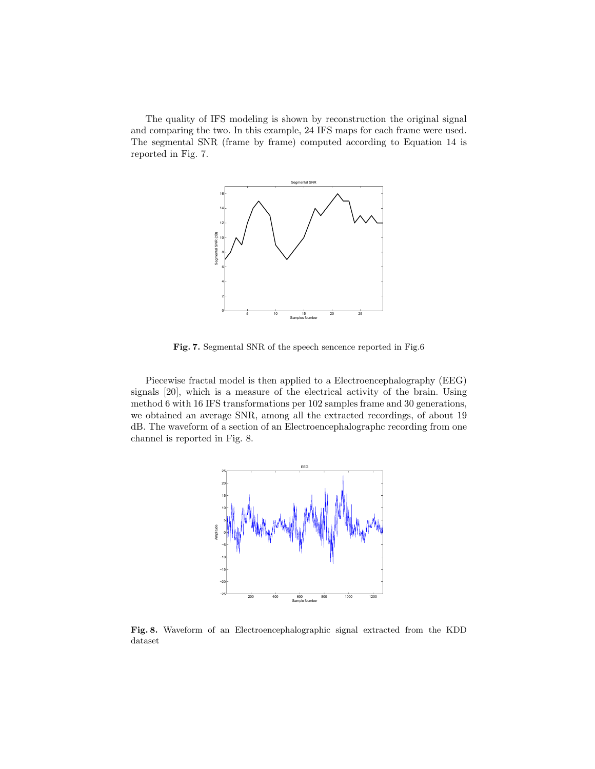The quality of IFS modeling is shown by reconstruction the original signal and comparing the two. In this example, 24 IFS maps for each frame were used. The segmental SNR (frame by frame) computed according to Equation 14 is reported in Fig. 7.

**Fig. 7.** Segmental SNR of the speech sencence reported in Fig.6

Piecewise fractal model is then applied to a Electroencephalography (EEG) signals [20], which is a measure of the electrical activity of the brain. Using method 6 with 16 IFS transformations per 102 samples frame and 30 generations, we obtained an average SNR, among all the extracted recordings, of about 19 dB. The waveform of a section of an Electroencephalographc recording from one channel is reported in Fig. 8.

**Fig. 8.** Waveform of an Electroencephalographic signal extracted from the KDD dataset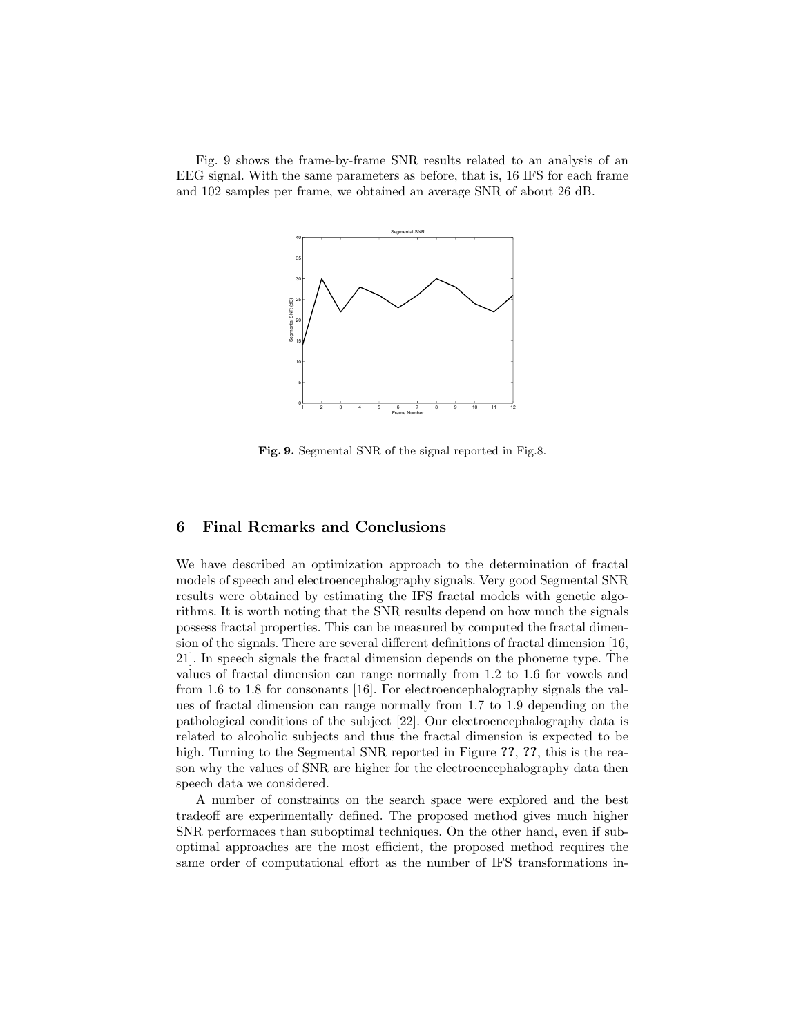Fig. 9 shows the frame-by-frame SNR results related to an analysis of an EEG signal. With the same parameters as before, that is, 16 IFS for each frame and 102 samples per frame, we obtained an average SNR of about 26 dB.

**Fig. 9.** Segmental SNR of the signal reported in Fig.8.

## 6 Final Remarks and Conclusions

We have described an optimization approach to the determination of fractal models of speech and electroencephalography signals. Very good Segmental SNR results were obtained by estimating the IFS fractal models with genetic algorithms. It is worth noting that the SNR results depend on how much the signals possess fractal properties. This can be measured by computed the fractal dimension of the signals. There are several different definitions of fractal dimension [16, 21]. In speech signals the fractal dimension depends on the phoneme type. The values of fractal dimension can range normally from 1.2 to 1.6 for vowels and from 1.6 to 1.8 for consonants [16]. For electroencephalography signals the values of fractal dimension can range normally from 1.7 to 1.9 depending on the pathological conditions of the subject [22]. Our electroencephalography data is related to alcoholic subjects and thus the fractal dimension is expected to be high. Turning to the Segmental SNR reported in Figure **??**, **??**, this is the reason why the values of SNR are higher for the electroencephalography data then speech data we considered.

A number of constraints on the search space were explored and the best tradeoff are experimentally defined. The proposed method gives much higher SNR performaces than suboptimal techniques. On the other hand, even if suboptimal approaches are the most efficient, the proposed method requires the same order of computational effort as the number of IFS transformations in-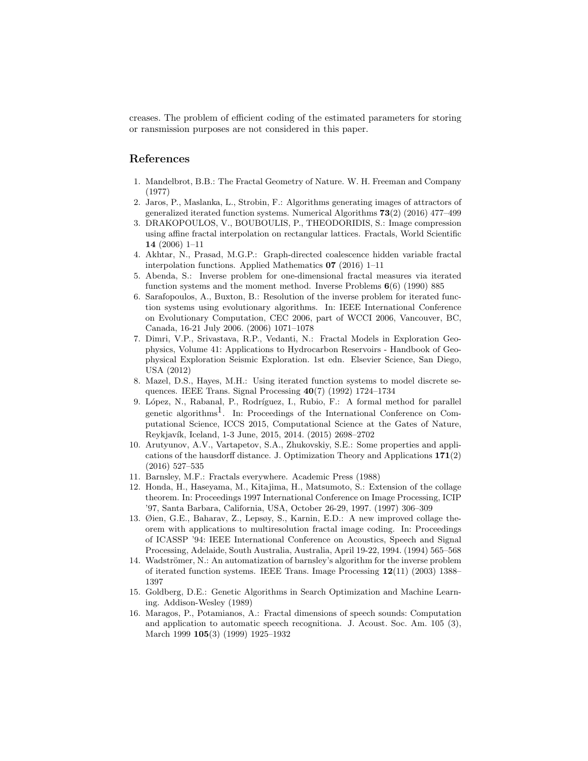creases. The problem of efficient coding of the estimated parameters for storing or ransmission purposes are not considered in this paper.

## References

1. Mandelbrot, B.B.: The Fractal Geometry of Nature. W. H. Freeman and Company (1977)
2. Jaros, P., Maslanka, L., Strobin, F.: Algorithms generating images of attractors of generalized iterated function systems. Numerical Algorithms **73**(2) (2016) 477–499
3. DRAKOPOULOS, V., BOUBOULIS, P., THEODORIDIS, S.: Image compression using affine fractal interpolation on rectangular lattices. Fractals, World Scientific **14** (2006) 1–11
4. Akhtar, N., Prasad, M.G.P.: Graph-directed coalescence hidden variable fractal interpolation functions. Applied Mathematics **07** (2016) 1–11
5. Abenda, S.: Inverse problem for one-dimensional fractal measures via iterated function systems and the moment method. Inverse Problems **6**(6) (1990) 885
6. Sarafopoulos, A., Buxton, B.: Resolution of the inverse problem for iterated function systems using evolutionary algorithms. In: IEEE International Conference on Evolutionary Computation, CEC 2006, part of WCCI 2006, Vancouver, BC, Canada, 16-21 July 2006. (2006) 1071–1078
7. Dimri, V.P., Srivastava, R.P., Vedanti, N.: Fractal Models in Exploration Geophysics, Volume 41: Applications to Hydrocarbon Reservoirs - Handbook of Geophysical Exploration Seismic Exploration. 1st edn. Elsevier Science, San Diego, USA (2012)
8. Mazel, D.S., Hayes, M.H.: Using iterated function systems to model discrete sequences. IEEE Trans. Signal Processing **40**(7) (1992) 1724–1734
9. López, N., Rabanal, P., Rodríguez, I., Rubio, F.: A formal method for parallel genetic algorithms[1]. In: Proceedings of the International Conference on Computational Science, ICCS 2015, Computational Science at the Gates of Nature, Reykjavík, Iceland, 1-3 June, 2015, 2014. (2015) 2698–2702
10. Arutyunov, A.V., Vartapetov, S.A., Zhukovskiy, S.E.: Some properties and applications of the hausdorff distance. J. Optimization Theory and Applications **171**(2) (2016) 527–535
11. Barnsley, M.F.: Fractals everywhere. Academic Press (1988)
12. Honda, H., Haseyama, M., Kitajima, H., Matsumoto, S.: Extension of the collage theorem. In: Proceedings 1997 International Conference on Image Processing, ICIP '97, Santa Barbara, California, USA, October 26-29, 1997. (1997) 306–309
13. Øien, G.E., Baharav, Z., Lepsøy, S., Karnin, E.D.: A new improved collage theorem with applications to multiresolution fractal image coding. In: Proceedings of ICASSP '94: IEEE International Conference on Acoustics, Speech and Signal Processing, Adelaide, South Australia, Australia, April 19-22, 1994. (1994) 565–568
14. Wadströmer, N.: An automatization of barnsley's algorithm for the inverse problem of iterated function systems. IEEE Trans. Image Processing **12**(11) (2003) 1388–1397
15. Goldberg, D.E.: Genetic Algorithms in Search Optimization and Machine Learning. Addison-Wesley (1989)
16. Maragos, P., Potamianos, A.: Fractal dimensions of speech sounds: Computation and application to automatic speech recognitiona. J. Acoust. Soc. Am. 105 (3), March 1999 **105**(3) (1999) 1925–1932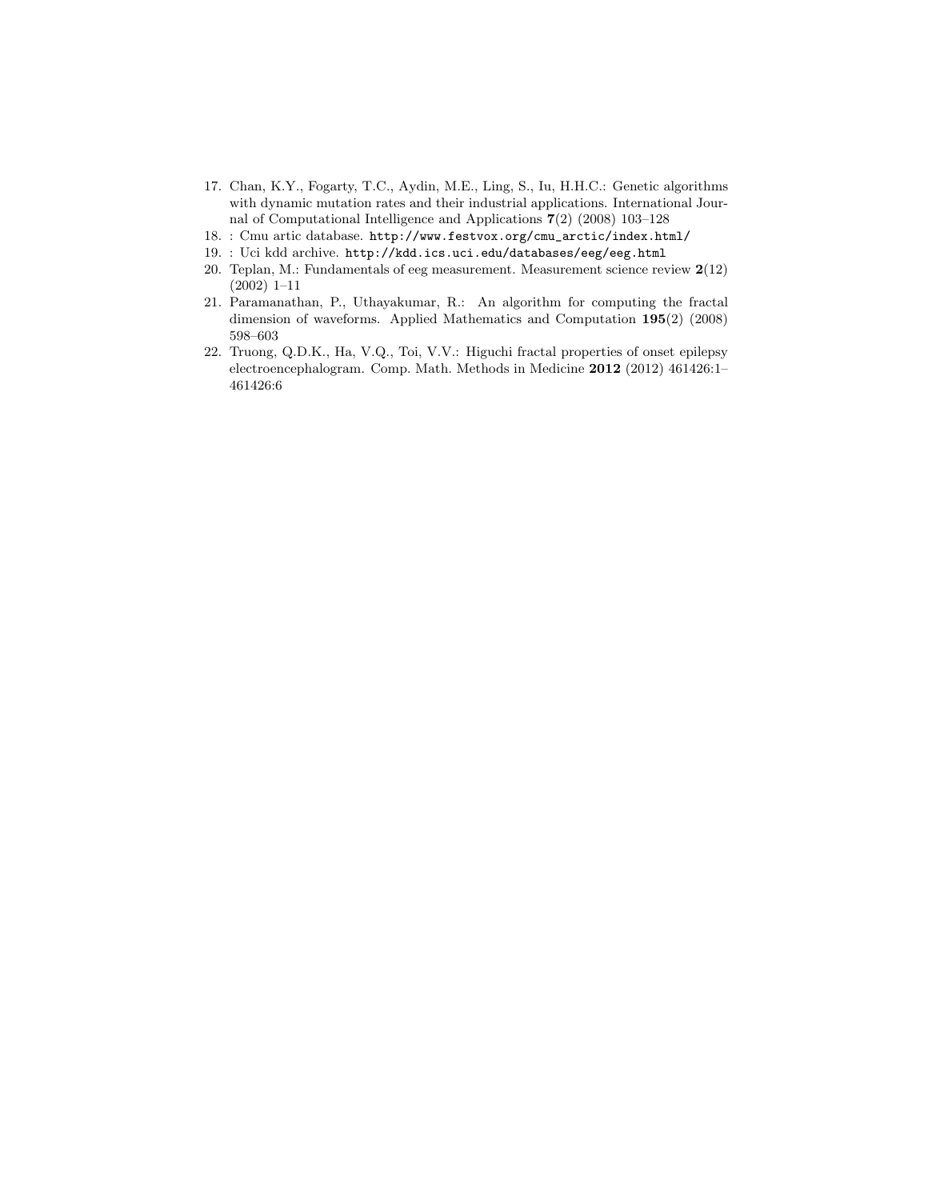17. Chan, K.Y., Fogarty, T.C., Aydin, M.E., Ling, S., Iu, H.H.C.: Genetic algorithms with dynamic mutation rates and their industrial applications. International Journal of Computational Intelligence and Applications **7**(2) (2008) 103–128
18. : Cmu artic database. `http://www.festvox.org/cmu_arctic/index.html/`
19. : Uci kdd archive. `http://kdd.ics.uci.edu/databases/eeg/eeg.html`
20. Teplan, M.: Fundamentals of eeg measurement. Measurement science review **2**(12) (2002) 1–11
21. Paramanathan, P., Uthayakumar, R.: An algorithm for computing the fractal dimension of waveforms. Applied Mathematics and Computation **195**(2) (2008) 598–603
22. Truong, Q.D.K., Ha, V.Q., Toi, V.V.: Higuchi fractal properties of onset epilepsy electroencephalogram. Comp. Math. Methods in Medicine **2012** (2012) 461426:1–461426:6